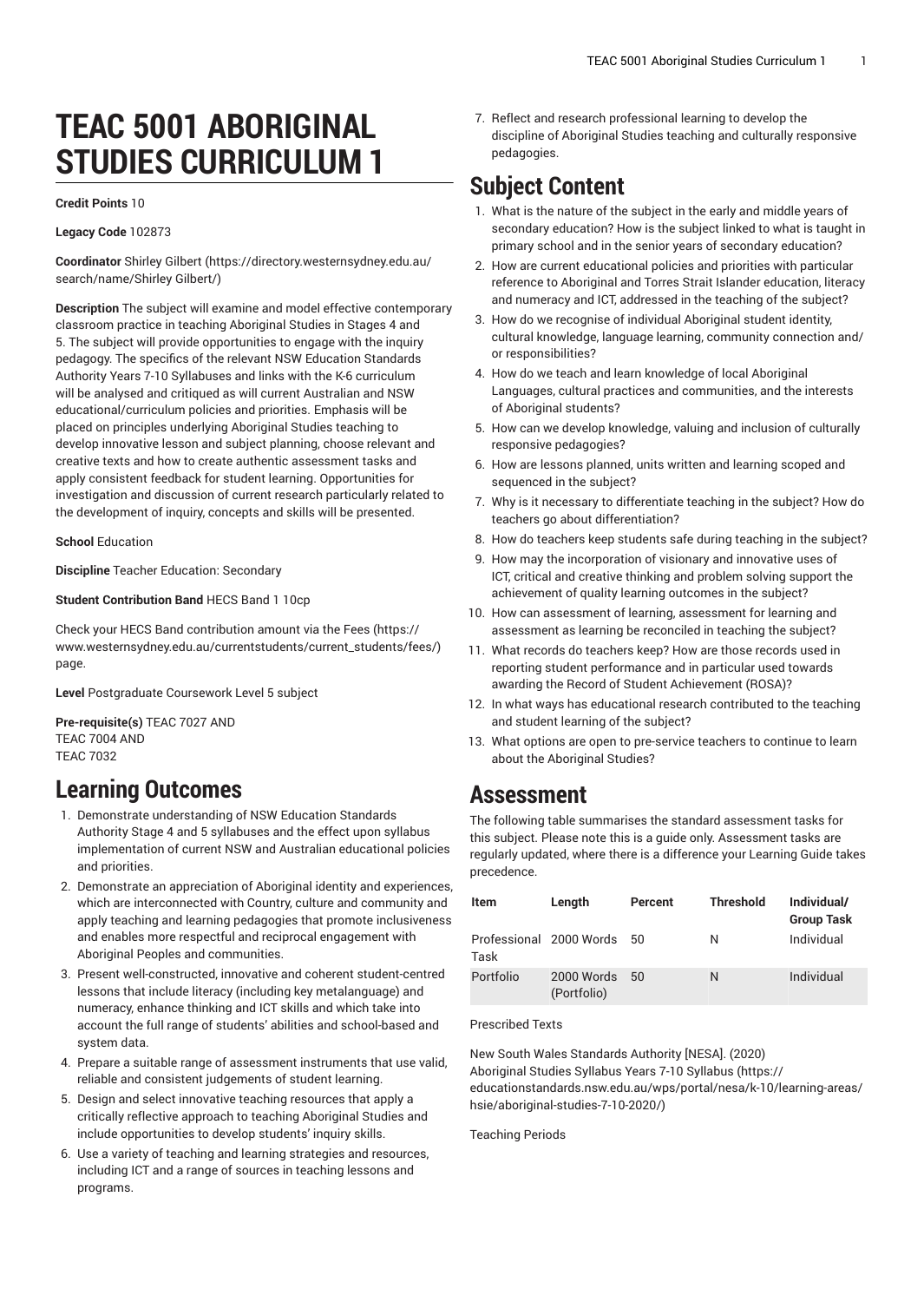# TEAC 5001 ABORIGINAL STUDIES CURRICULUM 1

**Credit Points** 10

**Legacy Code** 102873

**Coordinator** Shirley Gilbert (https://directory.westernsydney.edu.au/search/name/Shirley Gilbert/)

**Description** The subject will examine and model effective contemporary classroom practice in teaching Aboriginal Studies in Stages 4 and 5. The subject will provide opportunities to engage with the inquiry pedagogy. The specifics of the relevant NSW Education Standards Authority Years 7-10 Syllabuses and links with the K-6 curriculum will be analysed and critiqued as will current Australian and NSW educational/curriculum policies and priorities. Emphasis will be placed on principles underlying Aboriginal Studies teaching to develop innovative lesson and subject planning, choose relevant and creative texts and how to create authentic assessment tasks and apply consistent feedback for student learning. Opportunities for investigation and discussion of current research particularly related to the development of inquiry, concepts and skills will be presented.

**School** Education

**Discipline** Teacher Education: Secondary

**Student Contribution Band** HECS Band 1 10cp

Check your HECS Band contribution amount via the Fees (https://www.westernsydney.edu.au/currentstudents/current_students/fees/) page.

**Level** Postgraduate Coursework Level 5 subject

**Pre-requisite(s)** TEAC 7027 AND
TEAC 7004 AND
TEAC 7032

## Learning Outcomes

1. Demonstrate understanding of NSW Education Standards Authority Stage 4 and 5 syllabuses and the effect upon syllabus implementation of current NSW and Australian educational policies and priorities.
2. Demonstrate an appreciation of Aboriginal identity and experiences, which are interconnected with Country, culture and community and apply teaching and learning pedagogies that promote inclusiveness and enables more respectful and reciprocal engagement with Aboriginal Peoples and communities.
3. Present well-constructed, innovative and coherent student-centred lessons that include literacy (including key metalanguage) and numeracy, enhance thinking and ICT skills and which take into account the full range of students' abilities and school-based and system data.
4. Prepare a suitable range of assessment instruments that use valid, reliable and consistent judgements of student learning.
5. Design and select innovative teaching resources that apply a critically reflective approach to teaching Aboriginal Studies and include opportunities to develop students' inquiry skills.
6. Use a variety of teaching and learning strategies and resources, including ICT and a range of sources in teaching lessons and programs.
7. Reflect and research professional learning to develop the discipline of Aboriginal Studies teaching and culturally responsive pedagogies.

## Subject Content

1. What is the nature of the subject in the early and middle years of secondary education? How is the subject linked to what is taught in primary school and in the senior years of secondary education?
2. How are current educational policies and priorities with particular reference to Aboriginal and Torres Strait Islander education, literacy and numeracy and ICT, addressed in the teaching of the subject?
3. How do we recognise of individual Aboriginal student identity, cultural knowledge, language learning, community connection and/or responsibilities?
4. How do we teach and learn knowledge of local Aboriginal Languages, cultural practices and communities, and the interests of Aboriginal students?
5. How can we develop knowledge, valuing and inclusion of culturally responsive pedagogies?
6. How are lessons planned, units written and learning scoped and sequenced in the subject?
7. Why is it necessary to differentiate teaching in the subject? How do teachers go about differentiation?
8. How do teachers keep students safe during teaching in the subject?
9. How may the incorporation of visionary and innovative uses of ICT, critical and creative thinking and problem solving support the achievement of quality learning outcomes in the subject?
10. How can assessment of learning, assessment for learning and assessment as learning be reconciled in teaching the subject?
11. What records do teachers keep? How are those records used in reporting student performance and in particular used towards awarding the Record of Student Achievement (ROSA)?
12. In what ways has educational research contributed to the teaching and student learning of the subject?
13. What options are open to pre-service teachers to continue to learn about the Aboriginal Studies?

## Assessment

The following table summarises the standard assessment tasks for this subject. Please note this is a guide only. Assessment tasks are regularly updated, where there is a difference your Learning Guide takes precedence.

| Item | Length | Percent | Threshold | Individual/ Group Task |
|---|---|---|---|---|
| Professional Task | 2000 Words | 50 | N | Individual |
| Portfolio | 2000 Words (Portfolio) | 50 | N | Individual |

Prescribed Texts

New South Wales Standards Authority [NESA]. (2020) Aboriginal Studies Syllabus Years 7-10 Syllabus (https://educationstandards.nsw.edu.au/wps/portal/nesa/k-10/learning-areas/hsie/aboriginal-studies-7-10-2020/)

Teaching Periods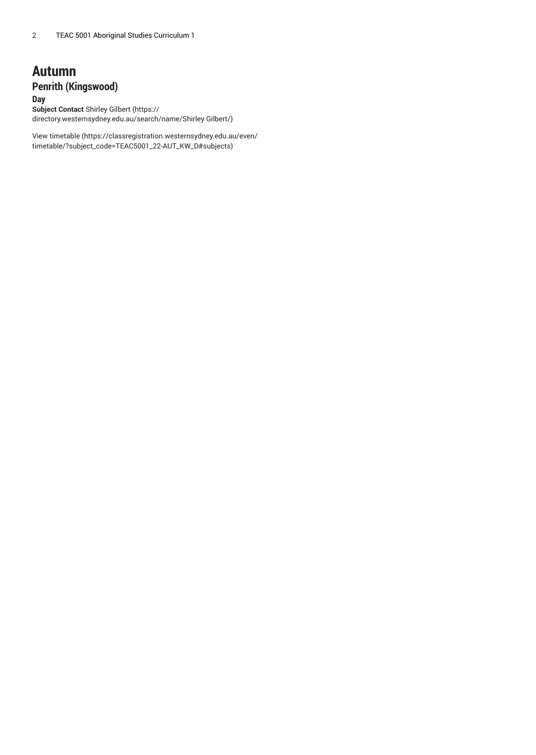# Autumn

## Penrith (Kingswood)

### Day

**Subject Contact** Shirley Gilbert (https://directory.westernsydney.edu.au/search/name/Shirley Gilbert/)

View timetable (https://classregistration.westernsydney.edu.au/even/timetable/?subject_code=TEAC5001_22-AUT_KW_D#subjects)